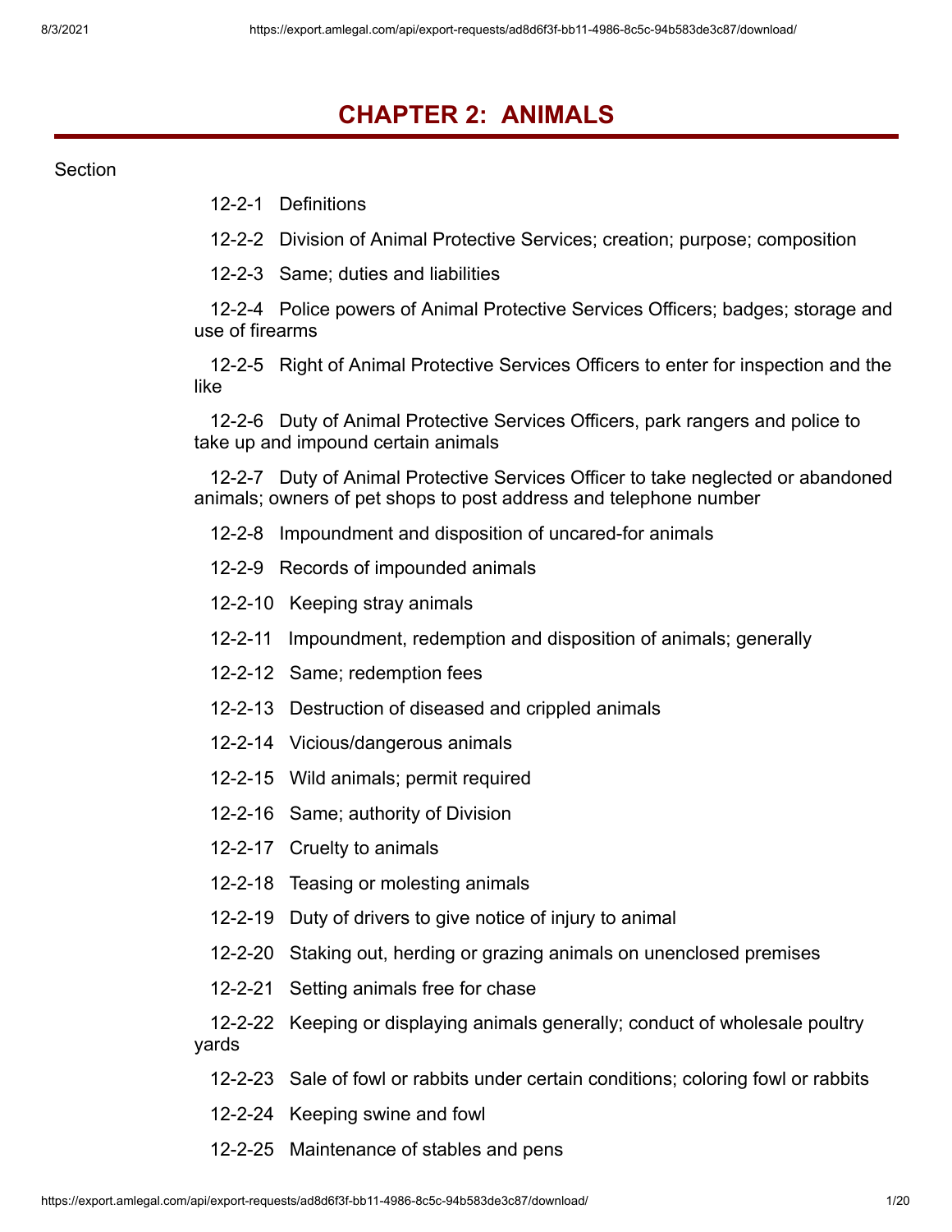# CHAPTER 2: ANIMALS

Section

12-2-1 Definitions

12-2-2 Division of Animal Protective Services; creation; purpose; composition

12-2-3 Same; duties and liabilities

12-2-4 Police powers of Animal Protective Services Officers; badges; storage and use of firearms

12-2-5 Right of Animal Protective Services Officers to enter for inspection and the like

12-2-6 Duty of Animal Protective Services Officers, park rangers and police to take up and impound certain animals

12-2-7 Duty of Animal Protective Services Officer to take neglected or abandoned animals; owners of pet shops to post address and telephone number

12-2-8 Impoundment and disposition of uncared-for animals

12-2-9 Records of impounded animals

12-2-10 Keeping stray animals

12-2-11 Impoundment, redemption and disposition of animals; generally

12-2-12 Same; redemption fees

12-2-13 Destruction of diseased and crippled animals

12-2-14 Vicious/dangerous animals

12-2-15 Wild animals; permit required

12-2-16 Same; authority of Division

12-2-17 Cruelty to animals

12-2-18 Teasing or molesting animals

12-2-19 Duty of drivers to give notice of injury to animal

12-2-20 Staking out, herding or grazing animals on unenclosed premises

12-2-21 Setting animals free for chase

12-2-22 Keeping or displaying animals generally; conduct of wholesale poultry yards

12-2-23 Sale of fowl or rabbits under certain conditions; coloring fowl or rabbits

12-2-24 Keeping swine and fowl

12-2-25 Maintenance of stables and pens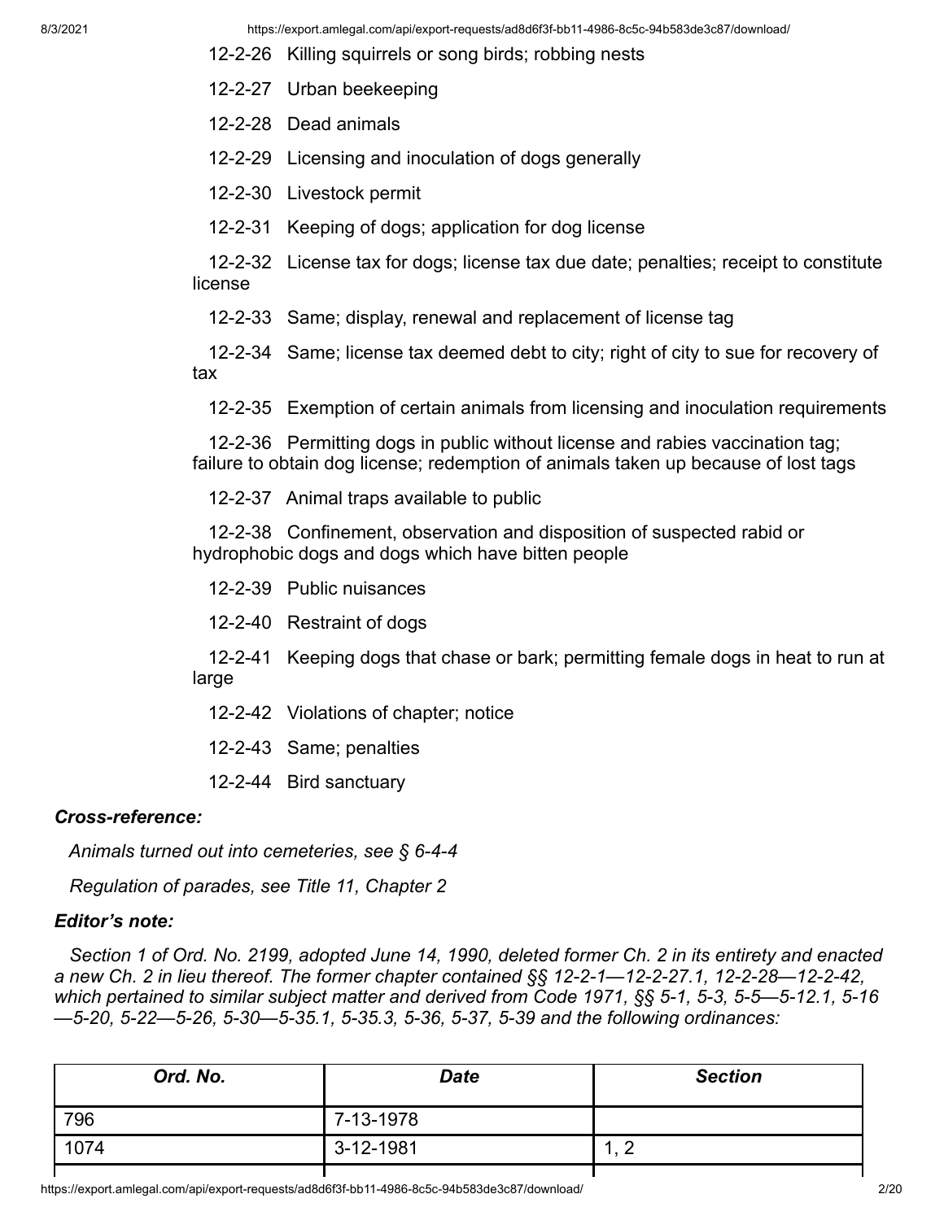12-2-26 Killing squirrels or song birds; robbing nests

12-2-27 Urban beekeeping

12-2-28 Dead animals

12-2-29 Licensing and inoculation of dogs generally

12-2-30 Livestock permit

12-2-31 Keeping of dogs; application for dog license

12-2-32 License tax for dogs; license tax due date; penalties; receipt to constitute license

12-2-33 Same; display, renewal and replacement of license tag

12-2-34 Same; license tax deemed debt to city; right of city to sue for recovery of tax

12-2-35 Exemption of certain animals from licensing and inoculation requirements

12-2-36 Permitting dogs in public without license and rabies vaccination tag; failure to obtain dog license; redemption of animals taken up because of lost tags

12-2-37 Animal traps available to public

12-2-38 Confinement, observation and disposition of suspected rabid or hydrophobic dogs and dogs which have bitten people

12-2-39 Public nuisances

12-2-40 Restraint of dogs

12-2-41 Keeping dogs that chase or bark; permitting female dogs in heat to run at large

12-2-42 Violations of chapter; notice

12-2-43 Same; penalties

12-2-44 Bird sanctuary

***Cross-reference:***

*Animals turned out into cemeteries, see § 6-4-4*

*Regulation of parades, see Title 11, Chapter 2*

***Editor's note:***

*Section 1 of Ord. No. 2199, adopted June 14, 1990, deleted former Ch. 2 in its entirety and enacted a new Ch. 2 in lieu thereof. The former chapter contained §§ 12-2-1—12-2-27.1, 12-2-28—12-2-42, which pertained to similar subject matter and derived from Code 1971, §§ 5-1, 5-3, 5-5—5-12.1, 5-16—5-20, 5-22—5-26, 5-30—5-35.1, 5-35.3, 5-36, 5-37, 5-39 and the following ordinances:*

| *Ord. No.* | *Date* | *Section* |
|---|---|---|
| 796 | 7-13-1978 | |
| 1074 | 3-12-1981 | 1, 2 |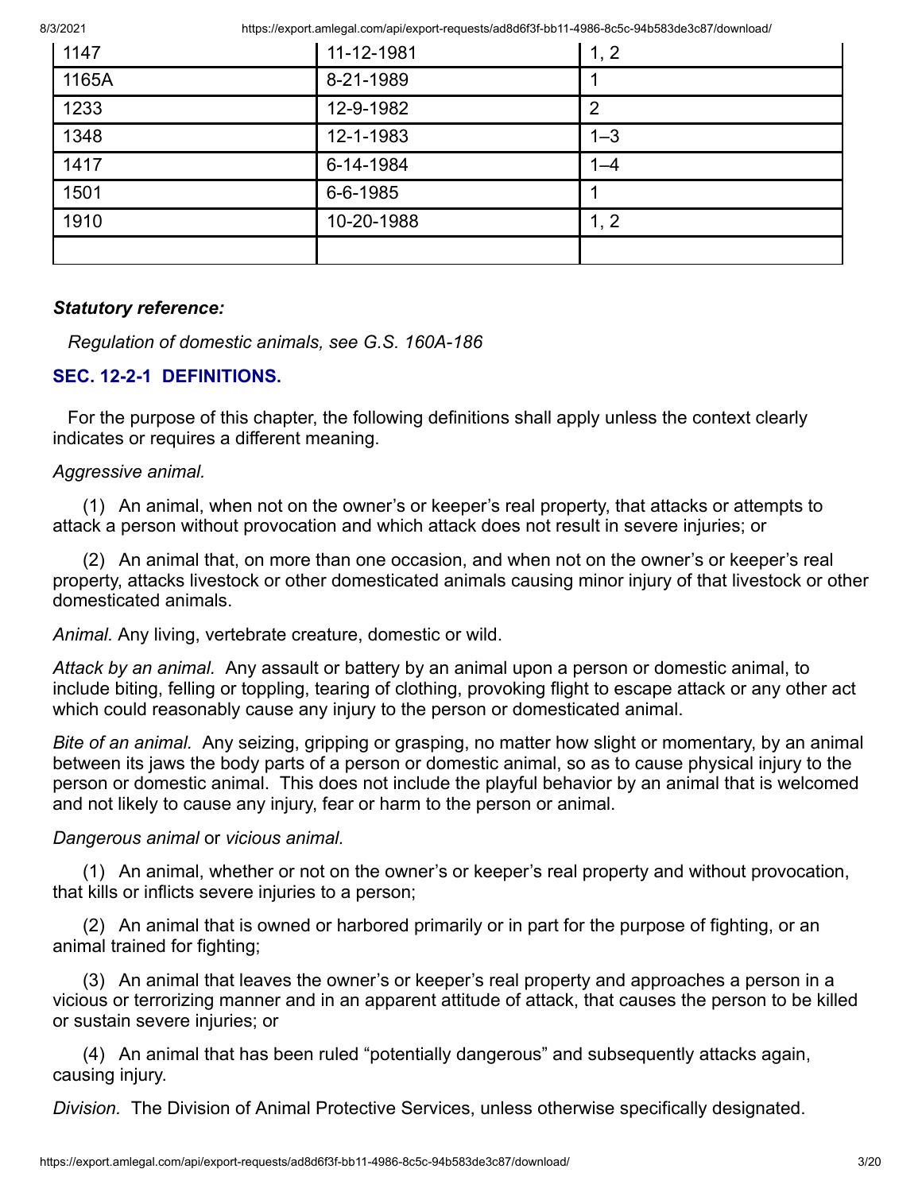| | | |
|---|---|---|
| 1147 | 11-12-1981 | 1, 2 |
| 1165A | 8-21-1989 | 1 |
| 1233 | 12-9-1982 | 2 |
| 1348 | 12-1-1983 | 1–3 |
| 1417 | 6-14-1984 | 1–4 |
| 1501 | 6-6-1985 | 1 |
| 1910 | 10-20-1988 | 1, 2 |
| | | |

***Statutory reference:***

*Regulation of domestic animals, see G.S. 160A-186*

### SEC. 12-2-1 DEFINITIONS.

For the purpose of this chapter, the following definitions shall apply unless the context clearly indicates or requires a different meaning.

*Aggressive animal.*

(1) An animal, when not on the owner's or keeper's real property, that attacks or attempts to attack a person without provocation and which attack does not result in severe injuries; or

(2) An animal that, on more than one occasion, and when not on the owner's or keeper's real property, attacks livestock or other domesticated animals causing minor injury of that livestock or other domesticated animals.

*Animal.* Any living, vertebrate creature, domestic or wild.

*Attack by an animal.* Any assault or battery by an animal upon a person or domestic animal, to include biting, felling or toppling, tearing of clothing, provoking flight to escape attack or any other act which could reasonably cause any injury to the person or domesticated animal.

*Bite of an animal.* Any seizing, gripping or grasping, no matter how slight or momentary, by an animal between its jaws the body parts of a person or domestic animal, so as to cause physical injury to the person or domestic animal. This does not include the playful behavior by an animal that is welcomed and not likely to cause any injury, fear or harm to the person or animal.

*Dangerous animal* or *vicious animal.*

(1) An animal, whether or not on the owner's or keeper's real property and without provocation, that kills or inflicts severe injuries to a person;

(2) An animal that is owned or harbored primarily or in part for the purpose of fighting, or an animal trained for fighting;

(3) An animal that leaves the owner's or keeper's real property and approaches a person in a vicious or terrorizing manner and in an apparent attitude of attack, that causes the person to be killed or sustain severe injuries; or

(4) An animal that has been ruled "potentially dangerous" and subsequently attacks again, causing injury.

*Division.* The Division of Animal Protective Services, unless otherwise specifically designated.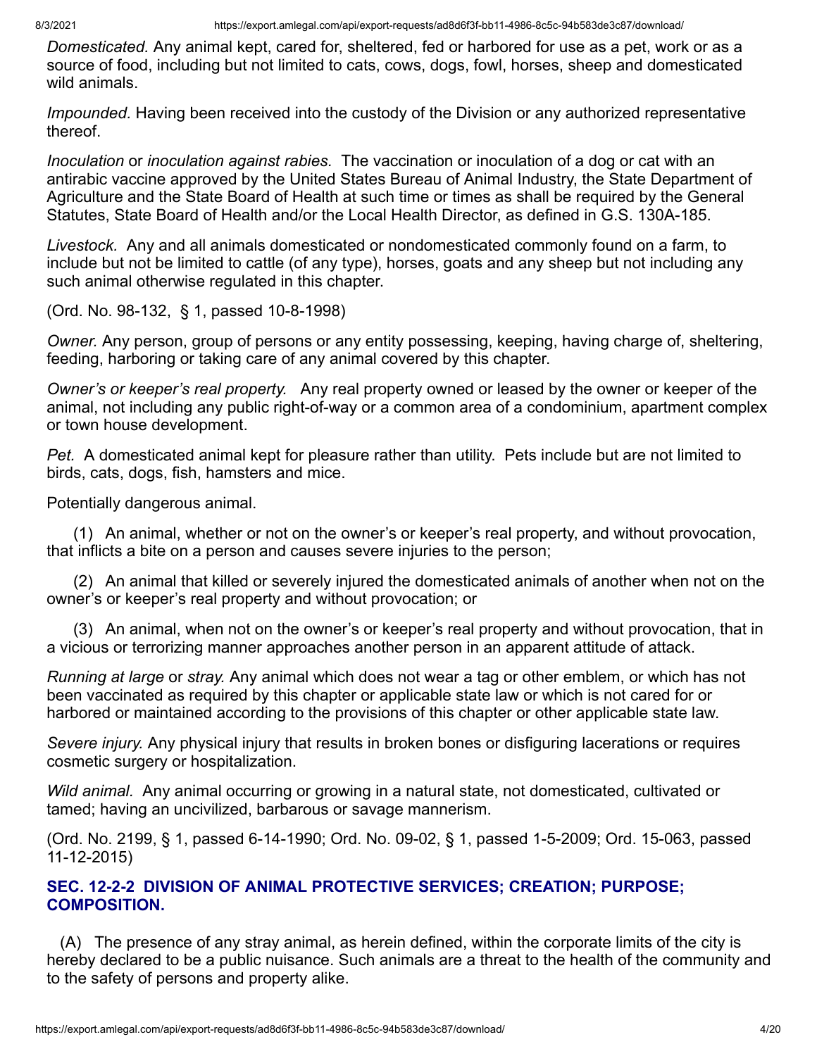*Domesticated.* Any animal kept, cared for, sheltered, fed or harbored for use as a pet, work or as a source of food, including but not limited to cats, cows, dogs, fowl, horses, sheep and domesticated wild animals.

*Impounded.* Having been received into the custody of the Division or any authorized representative thereof.

*Inoculation* or *inoculation against rabies.* The vaccination or inoculation of a dog or cat with an antirabic vaccine approved by the United States Bureau of Animal Industry, the State Department of Agriculture and the State Board of Health at such time or times as shall be required by the General Statutes, State Board of Health and/or the Local Health Director, as defined in G.S. 130A-185.

*Livestock.* Any and all animals domesticated or nondomesticated commonly found on a farm, to include but not be limited to cattle (of any type), horses, goats and any sheep but not including any such animal otherwise regulated in this chapter.

(Ord. No. 98-132, § 1, passed 10-8-1998)

*Owner.* Any person, group of persons or any entity possessing, keeping, having charge of, sheltering, feeding, harboring or taking care of any animal covered by this chapter.

*Owner's or keeper's real property.* Any real property owned or leased by the owner or keeper of the animal, not including any public right-of-way or a common area of a condominium, apartment complex or town house development.

*Pet.* A domesticated animal kept for pleasure rather than utility. Pets include but are not limited to birds, cats, dogs, fish, hamsters and mice.

Potentially dangerous animal.

(1) An animal, whether or not on the owner's or keeper's real property, and without provocation, that inflicts a bite on a person and causes severe injuries to the person;

(2) An animal that killed or severely injured the domesticated animals of another when not on the owner's or keeper's real property and without provocation; or

(3) An animal, when not on the owner's or keeper's real property and without provocation, that in a vicious or terrorizing manner approaches another person in an apparent attitude of attack.

*Running at large* or *stray.* Any animal which does not wear a tag or other emblem, or which has not been vaccinated as required by this chapter or applicable state law or which is not cared for or harbored or maintained according to the provisions of this chapter or other applicable state law.

*Severe injury.* Any physical injury that results in broken bones or disfiguring lacerations or requires cosmetic surgery or hospitalization.

*Wild animal.* Any animal occurring or growing in a natural state, not domesticated, cultivated or tamed; having an uncivilized, barbarous or savage mannerism.

(Ord. No. 2199, § 1, passed 6-14-1990; Ord. No. 09-02, § 1, passed 1-5-2009; Ord. 15-063, passed 11-12-2015)

### SEC. 12-2-2 DIVISION OF ANIMAL PROTECTIVE SERVICES; CREATION; PURPOSE; COMPOSITION.

(A) The presence of any stray animal, as herein defined, within the corporate limits of the city is hereby declared to be a public nuisance. Such animals are a threat to the health of the community and to the safety of persons and property alike.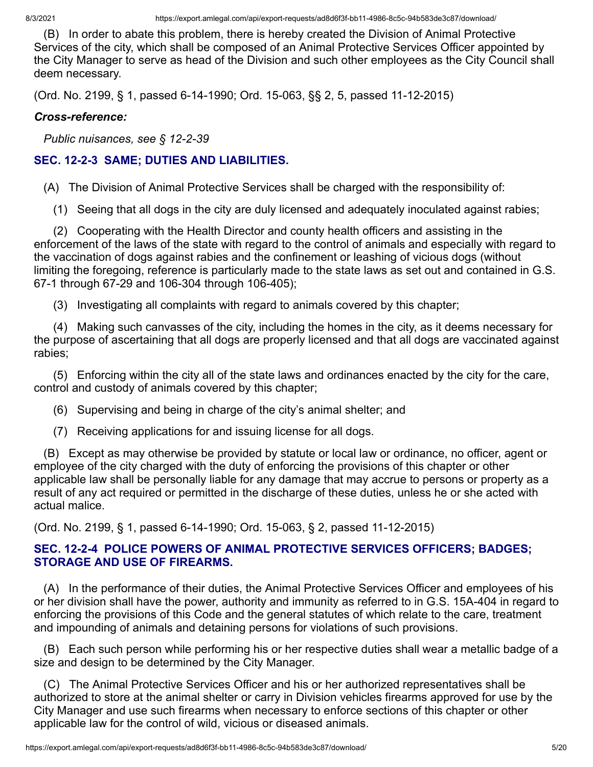(B) In order to abate this problem, there is hereby created the Division of Animal Protective Services of the city, which shall be composed of an Animal Protective Services Officer appointed by the City Manager to serve as head of the Division and such other employees as the City Council shall deem necessary.

(Ord. No. 2199, § 1, passed 6-14-1990; Ord. 15-063, §§ 2, 5, passed 11-12-2015)

***Cross-reference:***

*Public nuisances, see § 12-2-39*

### SEC. 12-2-3 SAME; DUTIES AND LIABILITIES.

(A) The Division of Animal Protective Services shall be charged with the responsibility of:

(1) Seeing that all dogs in the city are duly licensed and adequately inoculated against rabies;

(2) Cooperating with the Health Director and county health officers and assisting in the enforcement of the laws of the state with regard to the control of animals and especially with regard to the vaccination of dogs against rabies and the confinement or leashing of vicious dogs (without limiting the foregoing, reference is particularly made to the state laws as set out and contained in G.S. 67-1 through 67-29 and 106-304 through 106-405);

(3) Investigating all complaints with regard to animals covered by this chapter;

(4) Making such canvasses of the city, including the homes in the city, as it deems necessary for the purpose of ascertaining that all dogs are properly licensed and that all dogs are vaccinated against rabies;

(5) Enforcing within the city all of the state laws and ordinances enacted by the city for the care, control and custody of animals covered by this chapter;

(6) Supervising and being in charge of the city's animal shelter; and

(7) Receiving applications for and issuing license for all dogs.

(B) Except as may otherwise be provided by statute or local law or ordinance, no officer, agent or employee of the city charged with the duty of enforcing the provisions of this chapter or other applicable law shall be personally liable for any damage that may accrue to persons or property as a result of any act required or permitted in the discharge of these duties, unless he or she acted with actual malice.

(Ord. No. 2199, § 1, passed 6-14-1990; Ord. 15-063, § 2, passed 11-12-2015)

### SEC. 12-2-4 POLICE POWERS OF ANIMAL PROTECTIVE SERVICES OFFICERS; BADGES; STORAGE AND USE OF FIREARMS.

(A) In the performance of their duties, the Animal Protective Services Officer and employees of his or her division shall have the power, authority and immunity as referred to in G.S. 15A-404 in regard to enforcing the provisions of this Code and the general statutes of which relate to the care, treatment and impounding of animals and detaining persons for violations of such provisions.

(B) Each such person while performing his or her respective duties shall wear a metallic badge of a size and design to be determined by the City Manager.

(C) The Animal Protective Services Officer and his or her authorized representatives shall be authorized to store at the animal shelter or carry in Division vehicles firearms approved for use by the City Manager and use such firearms when necessary to enforce sections of this chapter or other applicable law for the control of wild, vicious or diseased animals.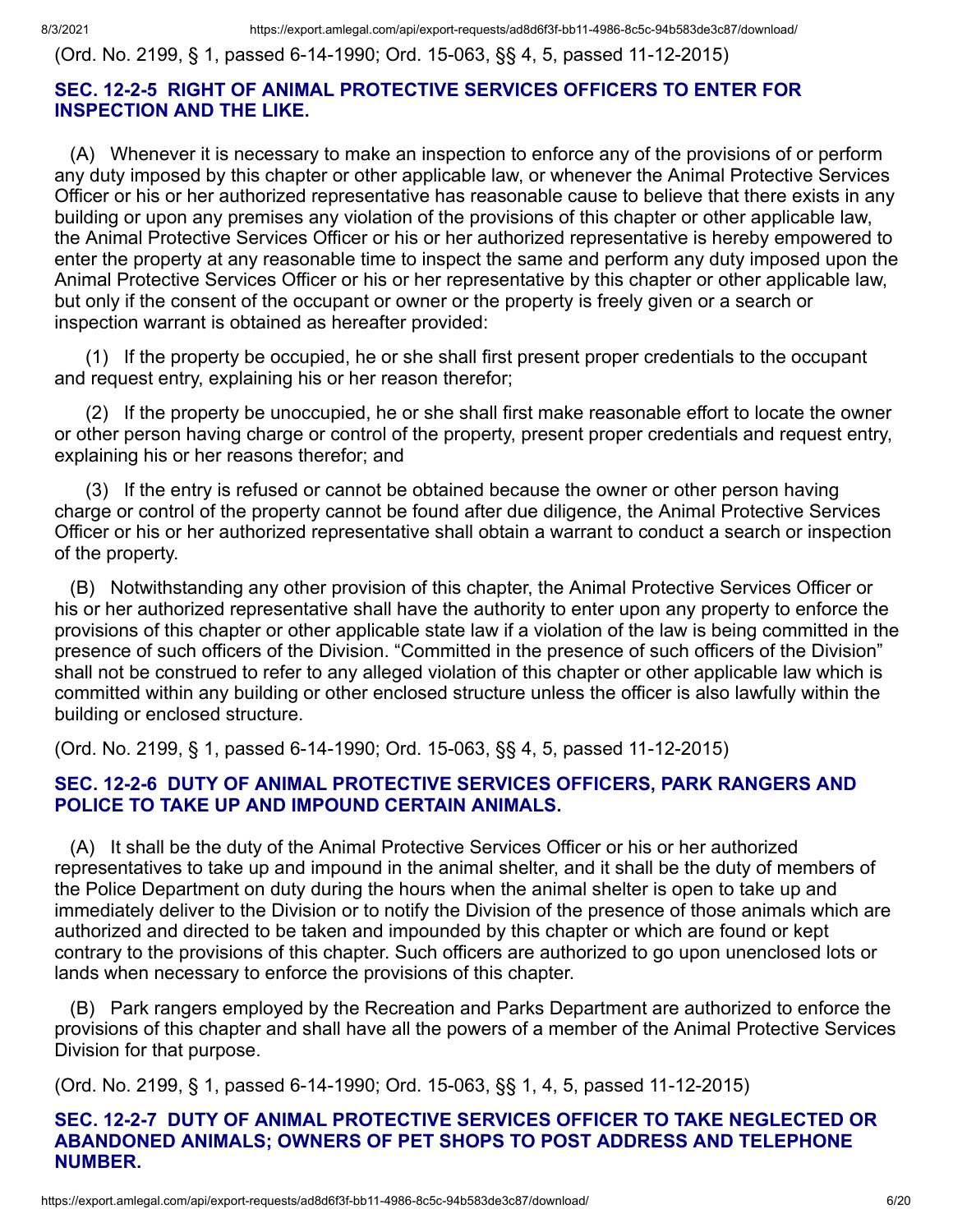(Ord. No. 2199, § 1, passed 6-14-1990; Ord. 15-063, §§ 4, 5, passed 11-12-2015)

### SEC. 12-2-5 RIGHT OF ANIMAL PROTECTIVE SERVICES OFFICERS TO ENTER FOR INSPECTION AND THE LIKE.

(A) Whenever it is necessary to make an inspection to enforce any of the provisions of or perform any duty imposed by this chapter or other applicable law, or whenever the Animal Protective Services Officer or his or her authorized representative has reasonable cause to believe that there exists in any building or upon any premises any violation of the provisions of this chapter or other applicable law, the Animal Protective Services Officer or his or her authorized representative is hereby empowered to enter the property at any reasonable time to inspect the same and perform any duty imposed upon the Animal Protective Services Officer or his or her representative by this chapter or other applicable law, but only if the consent of the occupant or owner or the property is freely given or a search or inspection warrant is obtained as hereafter provided:

(1) If the property be occupied, he or she shall first present proper credentials to the occupant and request entry, explaining his or her reason therefor;

(2) If the property be unoccupied, he or she shall first make reasonable effort to locate the owner or other person having charge or control of the property, present proper credentials and request entry, explaining his or her reasons therefor; and

(3) If the entry is refused or cannot be obtained because the owner or other person having charge or control of the property cannot be found after due diligence, the Animal Protective Services Officer or his or her authorized representative shall obtain a warrant to conduct a search or inspection of the property.

(B) Notwithstanding any other provision of this chapter, the Animal Protective Services Officer or his or her authorized representative shall have the authority to enter upon any property to enforce the provisions of this chapter or other applicable state law if a violation of the law is being committed in the presence of such officers of the Division. "Committed in the presence of such officers of the Division" shall not be construed to refer to any alleged violation of this chapter or other applicable law which is committed within any building or other enclosed structure unless the officer is also lawfully within the building or enclosed structure.

(Ord. No. 2199, § 1, passed 6-14-1990; Ord. 15-063, §§ 4, 5, passed 11-12-2015)

### SEC. 12-2-6 DUTY OF ANIMAL PROTECTIVE SERVICES OFFICERS, PARK RANGERS AND POLICE TO TAKE UP AND IMPOUND CERTAIN ANIMALS.

(A) It shall be the duty of the Animal Protective Services Officer or his or her authorized representatives to take up and impound in the animal shelter, and it shall be the duty of members of the Police Department on duty during the hours when the animal shelter is open to take up and immediately deliver to the Division or to notify the Division of the presence of those animals which are authorized and directed to be taken and impounded by this chapter or which are found or kept contrary to the provisions of this chapter. Such officers are authorized to go upon unenclosed lots or lands when necessary to enforce the provisions of this chapter.

(B) Park rangers employed by the Recreation and Parks Department are authorized to enforce the provisions of this chapter and shall have all the powers of a member of the Animal Protective Services Division for that purpose.

(Ord. No. 2199, § 1, passed 6-14-1990; Ord. 15-063, §§ 1, 4, 5, passed 11-12-2015)

### SEC. 12-2-7 DUTY OF ANIMAL PROTECTIVE SERVICES OFFICER TO TAKE NEGLECTED OR ABANDONED ANIMALS; OWNERS OF PET SHOPS TO POST ADDRESS AND TELEPHONE NUMBER.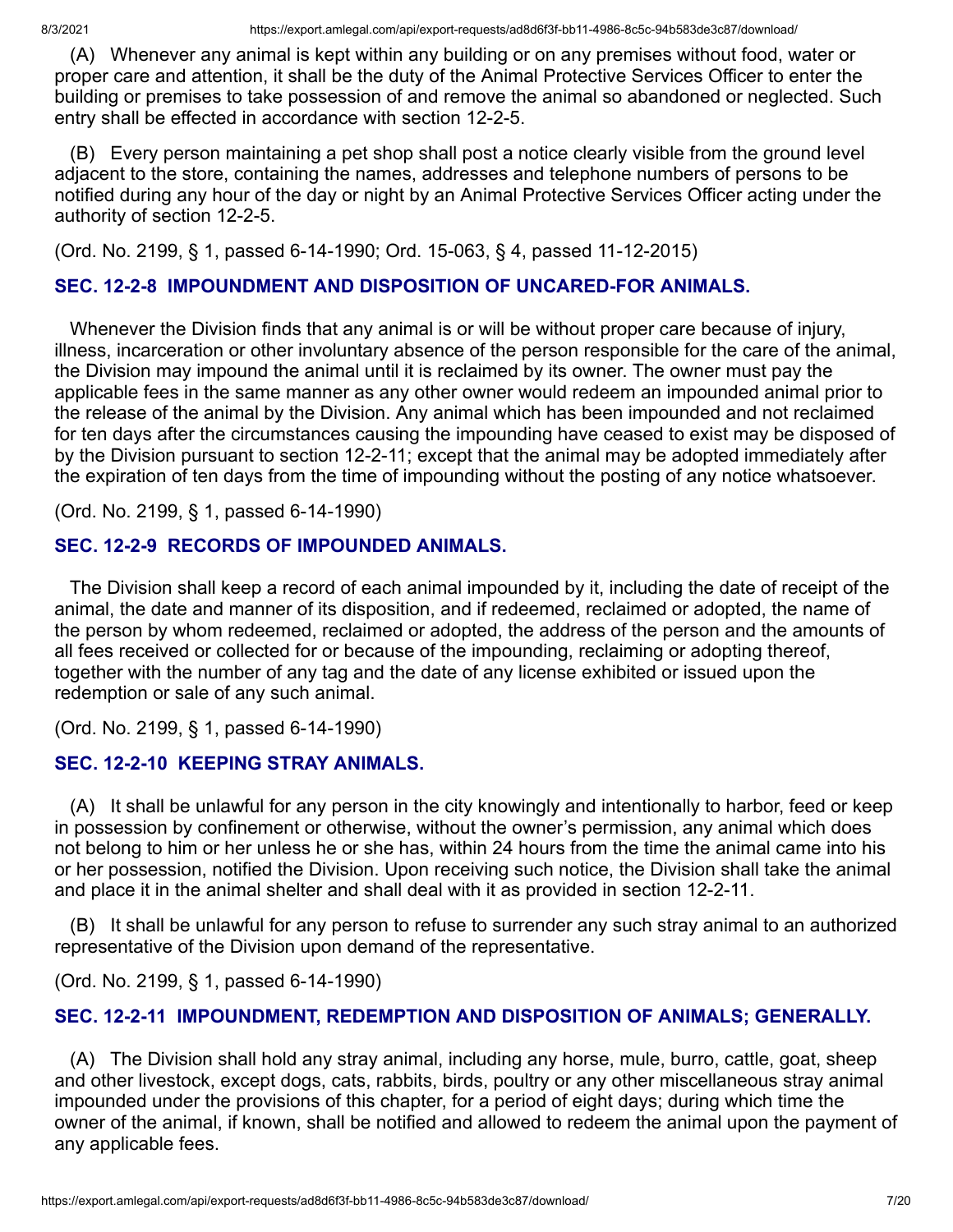(A) Whenever any animal is kept within any building or on any premises without food, water or proper care and attention, it shall be the duty of the Animal Protective Services Officer to enter the building or premises to take possession of and remove the animal so abandoned or neglected. Such entry shall be effected in accordance with section 12-2-5.

(B) Every person maintaining a pet shop shall post a notice clearly visible from the ground level adjacent to the store, containing the names, addresses and telephone numbers of persons to be notified during any hour of the day or night by an Animal Protective Services Officer acting under the authority of section 12-2-5.

(Ord. No. 2199, § 1, passed 6-14-1990; Ord. 15-063, § 4, passed 11-12-2015)

### SEC. 12-2-8 IMPOUNDMENT AND DISPOSITION OF UNCARED-FOR ANIMALS.

Whenever the Division finds that any animal is or will be without proper care because of injury, illness, incarceration or other involuntary absence of the person responsible for the care of the animal, the Division may impound the animal until it is reclaimed by its owner. The owner must pay the applicable fees in the same manner as any other owner would redeem an impounded animal prior to the release of the animal by the Division. Any animal which has been impounded and not reclaimed for ten days after the circumstances causing the impounding have ceased to exist may be disposed of by the Division pursuant to section 12-2-11; except that the animal may be adopted immediately after the expiration of ten days from the time of impounding without the posting of any notice whatsoever.

(Ord. No. 2199, § 1, passed 6-14-1990)

### SEC. 12-2-9 RECORDS OF IMPOUNDED ANIMALS.

The Division shall keep a record of each animal impounded by it, including the date of receipt of the animal, the date and manner of its disposition, and if redeemed, reclaimed or adopted, the name of the person by whom redeemed, reclaimed or adopted, the address of the person and the amounts of all fees received or collected for or because of the impounding, reclaiming or adopting thereof, together with the number of any tag and the date of any license exhibited or issued upon the redemption or sale of any such animal.

(Ord. No. 2199, § 1, passed 6-14-1990)

### SEC. 12-2-10 KEEPING STRAY ANIMALS.

(A) It shall be unlawful for any person in the city knowingly and intentionally to harbor, feed or keep in possession by confinement or otherwise, without the owner's permission, any animal which does not belong to him or her unless he or she has, within 24 hours from the time the animal came into his or her possession, notified the Division. Upon receiving such notice, the Division shall take the animal and place it in the animal shelter and shall deal with it as provided in section 12-2-11.

(B) It shall be unlawful for any person to refuse to surrender any such stray animal to an authorized representative of the Division upon demand of the representative.

(Ord. No. 2199, § 1, passed 6-14-1990)

### SEC. 12-2-11 IMPOUNDMENT, REDEMPTION AND DISPOSITION OF ANIMALS; GENERALLY.

(A) The Division shall hold any stray animal, including any horse, mule, burro, cattle, goat, sheep and other livestock, except dogs, cats, rabbits, birds, poultry or any other miscellaneous stray animal impounded under the provisions of this chapter, for a period of eight days; during which time the owner of the animal, if known, shall be notified and allowed to redeem the animal upon the payment of any applicable fees.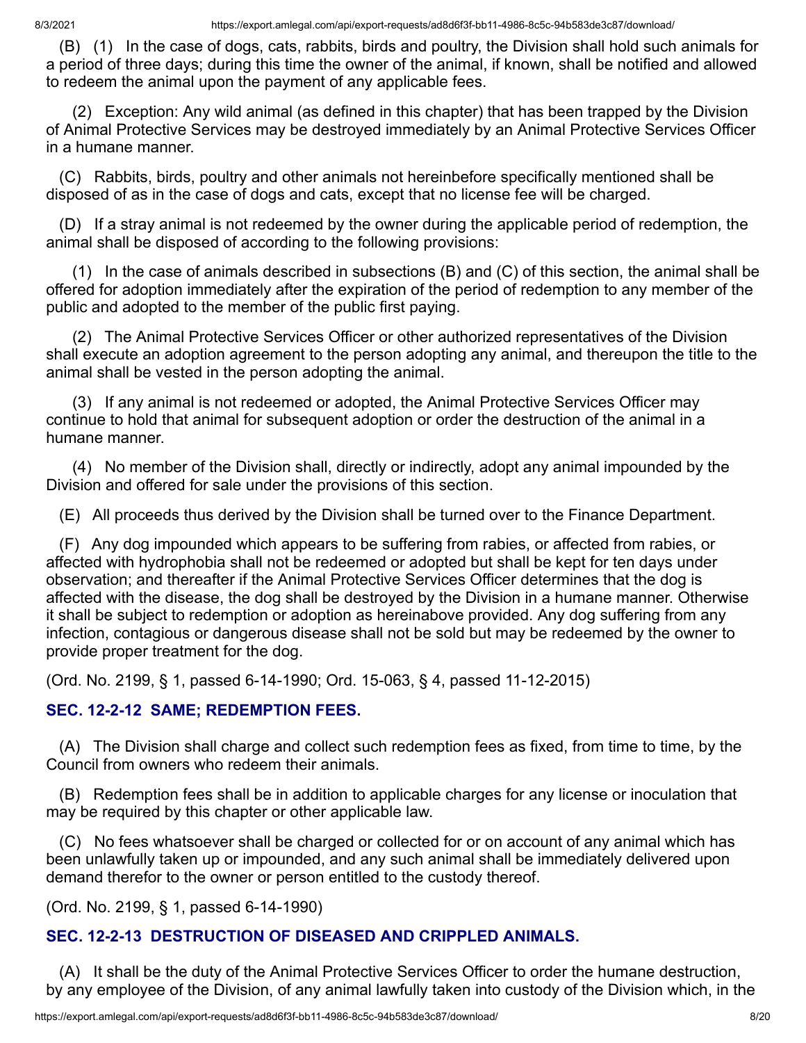(B) (1) In the case of dogs, cats, rabbits, birds and poultry, the Division shall hold such animals for a period of three days; during this time the owner of the animal, if known, shall be notified and allowed to redeem the animal upon the payment of any applicable fees.

(2) Exception: Any wild animal (as defined in this chapter) that has been trapped by the Division of Animal Protective Services may be destroyed immediately by an Animal Protective Services Officer in a humane manner.

(C) Rabbits, birds, poultry and other animals not hereinbefore specifically mentioned shall be disposed of as in the case of dogs and cats, except that no license fee will be charged.

(D) If a stray animal is not redeemed by the owner during the applicable period of redemption, the animal shall be disposed of according to the following provisions:

(1) In the case of animals described in subsections (B) and (C) of this section, the animal shall be offered for adoption immediately after the expiration of the period of redemption to any member of the public and adopted to the member of the public first paying.

(2) The Animal Protective Services Officer or other authorized representatives of the Division shall execute an adoption agreement to the person adopting any animal, and thereupon the title to the animal shall be vested in the person adopting the animal.

(3) If any animal is not redeemed or adopted, the Animal Protective Services Officer may continue to hold that animal for subsequent adoption or order the destruction of the animal in a humane manner.

(4) No member of the Division shall, directly or indirectly, adopt any animal impounded by the Division and offered for sale under the provisions of this section.

(E) All proceeds thus derived by the Division shall be turned over to the Finance Department.

(F) Any dog impounded which appears to be suffering from rabies, or affected from rabies, or affected with hydrophobia shall not be redeemed or adopted but shall be kept for ten days under observation; and thereafter if the Animal Protective Services Officer determines that the dog is affected with the disease, the dog shall be destroyed by the Division in a humane manner. Otherwise it shall be subject to redemption or adoption as hereinabove provided. Any dog suffering from any infection, contagious or dangerous disease shall not be sold but may be redeemed by the owner to provide proper treatment for the dog.

(Ord. No. 2199, § 1, passed 6-14-1990; Ord. 15-063, § 4, passed 11-12-2015)

### SEC. 12-2-12 SAME; REDEMPTION FEES.

(A) The Division shall charge and collect such redemption fees as fixed, from time to time, by the Council from owners who redeem their animals.

(B) Redemption fees shall be in addition to applicable charges for any license or inoculation that may be required by this chapter or other applicable law.

(C) No fees whatsoever shall be charged or collected for or on account of any animal which has been unlawfully taken up or impounded, and any such animal shall be immediately delivered upon demand therefor to the owner or person entitled to the custody thereof.

(Ord. No. 2199, § 1, passed 6-14-1990)

### SEC. 12-2-13 DESTRUCTION OF DISEASED AND CRIPPLED ANIMALS.

(A) It shall be the duty of the Animal Protective Services Officer to order the humane destruction, by any employee of the Division, of any animal lawfully taken into custody of the Division which, in the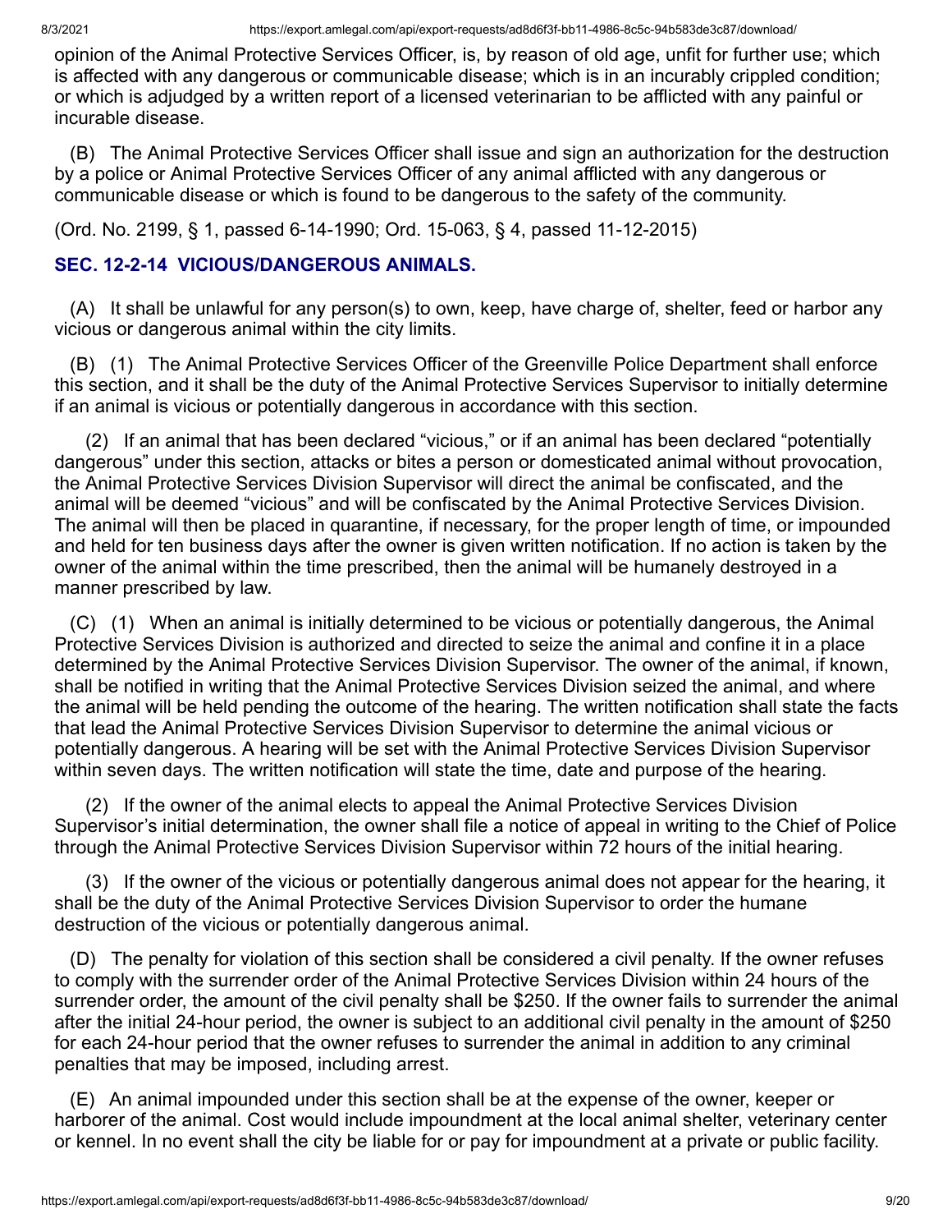opinion of the Animal Protective Services Officer, is, by reason of old age, unfit for further use; which is affected with any dangerous or communicable disease; which is in an incurably crippled condition; or which is adjudged by a written report of a licensed veterinarian to be afflicted with any painful or incurable disease.

(B) The Animal Protective Services Officer shall issue and sign an authorization for the destruction by a police or Animal Protective Services Officer of any animal afflicted with any dangerous or communicable disease or which is found to be dangerous to the safety of the community.

(Ord. No. 2199, § 1, passed 6-14-1990; Ord. 15-063, § 4, passed 11-12-2015)

### SEC. 12-2-14 VICIOUS/DANGEROUS ANIMALS.

(A) It shall be unlawful for any person(s) to own, keep, have charge of, shelter, feed or harbor any vicious or dangerous animal within the city limits.

(B) (1) The Animal Protective Services Officer of the Greenville Police Department shall enforce this section, and it shall be the duty of the Animal Protective Services Supervisor to initially determine if an animal is vicious or potentially dangerous in accordance with this section.

(2) If an animal that has been declared "vicious," or if an animal has been declared "potentially dangerous" under this section, attacks or bites a person or domesticated animal without provocation, the Animal Protective Services Division Supervisor will direct the animal be confiscated, and the animal will be deemed "vicious" and will be confiscated by the Animal Protective Services Division. The animal will then be placed in quarantine, if necessary, for the proper length of time, or impounded and held for ten business days after the owner is given written notification. If no action is taken by the owner of the animal within the time prescribed, then the animal will be humanely destroyed in a manner prescribed by law.

(C) (1) When an animal is initially determined to be vicious or potentially dangerous, the Animal Protective Services Division is authorized and directed to seize the animal and confine it in a place determined by the Animal Protective Services Division Supervisor. The owner of the animal, if known, shall be notified in writing that the Animal Protective Services Division seized the animal, and where the animal will be held pending the outcome of the hearing. The written notification shall state the facts that lead the Animal Protective Services Division Supervisor to determine the animal vicious or potentially dangerous. A hearing will be set with the Animal Protective Services Division Supervisor within seven days. The written notification will state the time, date and purpose of the hearing.

(2) If the owner of the animal elects to appeal the Animal Protective Services Division Supervisor's initial determination, the owner shall file a notice of appeal in writing to the Chief of Police through the Animal Protective Services Division Supervisor within 72 hours of the initial hearing.

(3) If the owner of the vicious or potentially dangerous animal does not appear for the hearing, it shall be the duty of the Animal Protective Services Division Supervisor to order the humane destruction of the vicious or potentially dangerous animal.

(D) The penalty for violation of this section shall be considered a civil penalty. If the owner refuses to comply with the surrender order of the Animal Protective Services Division within 24 hours of the surrender order, the amount of the civil penalty shall be $250. If the owner fails to surrender the animal after the initial 24-hour period, the owner is subject to an additional civil penalty in the amount of $250 for each 24-hour period that the owner refuses to surrender the animal in addition to any criminal penalties that may be imposed, including arrest.

(E) An animal impounded under this section shall be at the expense of the owner, keeper or harborer of the animal. Cost would include impoundment at the local animal shelter, veterinary center or kennel. In no event shall the city be liable for or pay for impoundment at a private or public facility.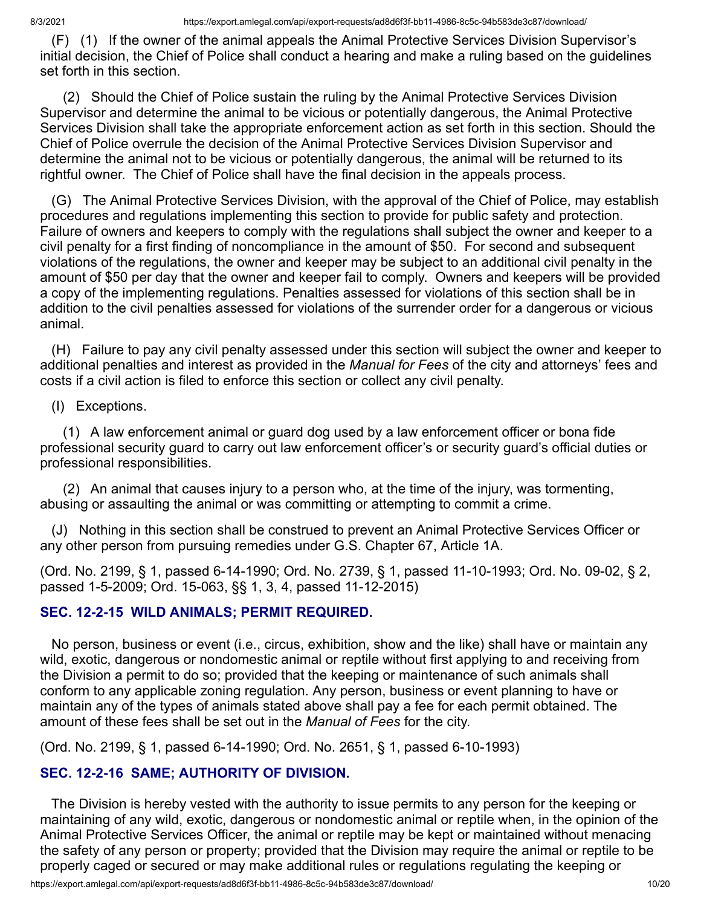(F) (1) If the owner of the animal appeals the Animal Protective Services Division Supervisor's initial decision, the Chief of Police shall conduct a hearing and make a ruling based on the guidelines set forth in this section.

(2) Should the Chief of Police sustain the ruling by the Animal Protective Services Division Supervisor and determine the animal to be vicious or potentially dangerous, the Animal Protective Services Division shall take the appropriate enforcement action as set forth in this section. Should the Chief of Police overrule the decision of the Animal Protective Services Division Supervisor and determine the animal not to be vicious or potentially dangerous, the animal will be returned to its rightful owner. The Chief of Police shall have the final decision in the appeals process.

(G) The Animal Protective Services Division, with the approval of the Chief of Police, may establish procedures and regulations implementing this section to provide for public safety and protection. Failure of owners and keepers to comply with the regulations shall subject the owner and keeper to a civil penalty for a first finding of noncompliance in the amount of $50. For second and subsequent violations of the regulations, the owner and keeper may be subject to an additional civil penalty in the amount of $50 per day that the owner and keeper fail to comply. Owners and keepers will be provided a copy of the implementing regulations. Penalties assessed for violations of this section shall be in addition to the civil penalties assessed for violations of the surrender order for a dangerous or vicious animal.

(H) Failure to pay any civil penalty assessed under this section will subject the owner and keeper to additional penalties and interest as provided in the *Manual for Fees* of the city and attorneys' fees and costs if a civil action is filed to enforce this section or collect any civil penalty.

(I) Exceptions.

(1) A law enforcement animal or guard dog used by a law enforcement officer or bona fide professional security guard to carry out law enforcement officer's or security guard's official duties or professional responsibilities.

(2) An animal that causes injury to a person who, at the time of the injury, was tormenting, abusing or assaulting the animal or was committing or attempting to commit a crime.

(J) Nothing in this section shall be construed to prevent an Animal Protective Services Officer or any other person from pursuing remedies under G.S. Chapter 67, Article 1A.

(Ord. No. 2199, § 1, passed 6-14-1990; Ord. No. 2739, § 1, passed 11-10-1993; Ord. No. 09-02, § 2, passed 1-5-2009; Ord. 15-063, §§ 1, 3, 4, passed 11-12-2015)

### SEC. 12-2-15 WILD ANIMALS; PERMIT REQUIRED.

No person, business or event (i.e., circus, exhibition, show and the like) shall have or maintain any wild, exotic, dangerous or nondomestic animal or reptile without first applying to and receiving from the Division a permit to do so; provided that the keeping or maintenance of such animals shall conform to any applicable zoning regulation. Any person, business or event planning to have or maintain any of the types of animals stated above shall pay a fee for each permit obtained. The amount of these fees shall be set out in the *Manual of Fees* for the city.

(Ord. No. 2199, § 1, passed 6-14-1990; Ord. No. 2651, § 1, passed 6-10-1993)

### SEC. 12-2-16 SAME; AUTHORITY OF DIVISION.

The Division is hereby vested with the authority to issue permits to any person for the keeping or maintaining of any wild, exotic, dangerous or nondomestic animal or reptile when, in the opinion of the Animal Protective Services Officer, the animal or reptile may be kept or maintained without menacing the safety of any person or property; provided that the Division may require the animal or reptile to be properly caged or secured or may make additional rules or regulations regulating the keeping or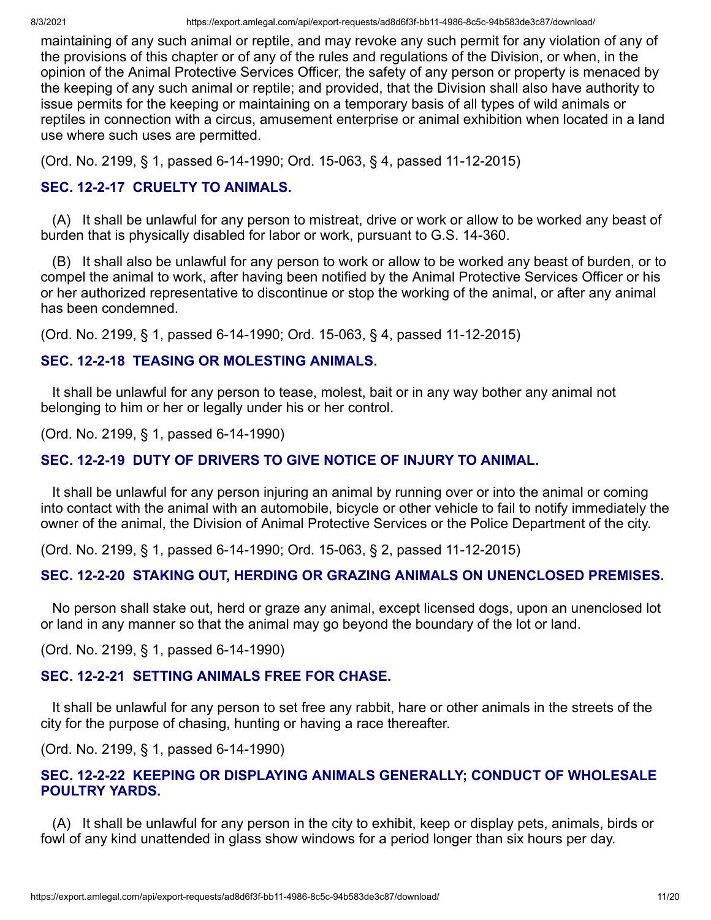maintaining of any such animal or reptile, and may revoke any such permit for any violation of any of the provisions of this chapter or of any of the rules and regulations of the Division, or when, in the opinion of the Animal Protective Services Officer, the safety of any person or property is menaced by the keeping of any such animal or reptile; and provided, that the Division shall also have authority to issue permits for the keeping or maintaining on a temporary basis of all types of wild animals or reptiles in connection with a circus, amusement enterprise or animal exhibition when located in a land use where such uses are permitted.

(Ord. No. 2199, § 1, passed 6-14-1990; Ord. 15-063, § 4, passed 11-12-2015)

### SEC. 12-2-17 CRUELTY TO ANIMALS.

(A) It shall be unlawful for any person to mistreat, drive or work or allow to be worked any beast of burden that is physically disabled for labor or work, pursuant to G.S. 14-360.

(B) It shall also be unlawful for any person to work or allow to be worked any beast of burden, or to compel the animal to work, after having been notified by the Animal Protective Services Officer or his or her authorized representative to discontinue or stop the working of the animal, or after any animal has been condemned.

(Ord. No. 2199, § 1, passed 6-14-1990; Ord. 15-063, § 4, passed 11-12-2015)

### SEC. 12-2-18 TEASING OR MOLESTING ANIMALS.

It shall be unlawful for any person to tease, molest, bait or in any way bother any animal not belonging to him or her or legally under his or her control.

(Ord. No. 2199, § 1, passed 6-14-1990)

### SEC. 12-2-19 DUTY OF DRIVERS TO GIVE NOTICE OF INJURY TO ANIMAL.

It shall be unlawful for any person injuring an animal by running over or into the animal or coming into contact with the animal with an automobile, bicycle or other vehicle to fail to notify immediately the owner of the animal, the Division of Animal Protective Services or the Police Department of the city.

(Ord. No. 2199, § 1, passed 6-14-1990; Ord. 15-063, § 2, passed 11-12-2015)

### SEC. 12-2-20 STAKING OUT, HERDING OR GRAZING ANIMALS ON UNENCLOSED PREMISES.

No person shall stake out, herd or graze any animal, except licensed dogs, upon an unenclosed lot or land in any manner so that the animal may go beyond the boundary of the lot or land.

(Ord. No. 2199, § 1, passed 6-14-1990)

### SEC. 12-2-21 SETTING ANIMALS FREE FOR CHASE.

It shall be unlawful for any person to set free any rabbit, hare or other animals in the streets of the city for the purpose of chasing, hunting or having a race thereafter.

(Ord. No. 2199, § 1, passed 6-14-1990)

### SEC. 12-2-22 KEEPING OR DISPLAYING ANIMALS GENERALLY; CONDUCT OF WHOLESALE POULTRY YARDS.

(A) It shall be unlawful for any person in the city to exhibit, keep or display pets, animals, birds or fowl of any kind unattended in glass show windows for a period longer than six hours per day.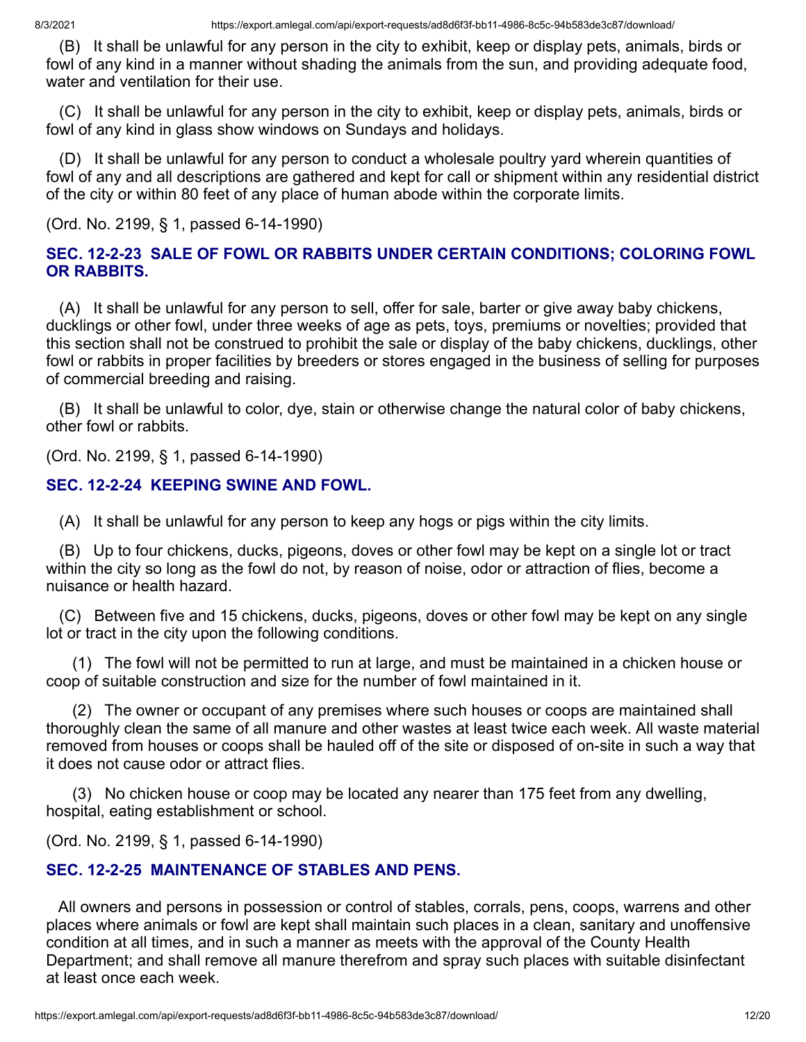(B) It shall be unlawful for any person in the city to exhibit, keep or display pets, animals, birds or fowl of any kind in a manner without shading the animals from the sun, and providing adequate food, water and ventilation for their use.

(C) It shall be unlawful for any person in the city to exhibit, keep or display pets, animals, birds or fowl of any kind in glass show windows on Sundays and holidays.

(D) It shall be unlawful for any person to conduct a wholesale poultry yard wherein quantities of fowl of any and all descriptions are gathered and kept for call or shipment within any residential district of the city or within 80 feet of any place of human abode within the corporate limits.

(Ord. No. 2199, § 1, passed 6-14-1990)

### SEC. 12-2-23 SALE OF FOWL OR RABBITS UNDER CERTAIN CONDITIONS; COLORING FOWL OR RABBITS.

(A) It shall be unlawful for any person to sell, offer for sale, barter or give away baby chickens, ducklings or other fowl, under three weeks of age as pets, toys, premiums or novelties; provided that this section shall not be construed to prohibit the sale or display of the baby chickens, ducklings, other fowl or rabbits in proper facilities by breeders or stores engaged in the business of selling for purposes of commercial breeding and raising.

(B) It shall be unlawful to color, dye, stain or otherwise change the natural color of baby chickens, other fowl or rabbits.

(Ord. No. 2199, § 1, passed 6-14-1990)

### SEC. 12-2-24 KEEPING SWINE AND FOWL.

(A) It shall be unlawful for any person to keep any hogs or pigs within the city limits.

(B) Up to four chickens, ducks, pigeons, doves or other fowl may be kept on a single lot or tract within the city so long as the fowl do not, by reason of noise, odor or attraction of flies, become a nuisance or health hazard.

(C) Between five and 15 chickens, ducks, pigeons, doves or other fowl may be kept on any single lot or tract in the city upon the following conditions.

(1) The fowl will not be permitted to run at large, and must be maintained in a chicken house or coop of suitable construction and size for the number of fowl maintained in it.

(2) The owner or occupant of any premises where such houses or coops are maintained shall thoroughly clean the same of all manure and other wastes at least twice each week. All waste material removed from houses or coops shall be hauled off of the site or disposed of on-site in such a way that it does not cause odor or attract flies.

(3) No chicken house or coop may be located any nearer than 175 feet from any dwelling, hospital, eating establishment or school.

(Ord. No. 2199, § 1, passed 6-14-1990)

### SEC. 12-2-25 MAINTENANCE OF STABLES AND PENS.

All owners and persons in possession or control of stables, corrals, pens, coops, warrens and other places where animals or fowl are kept shall maintain such places in a clean, sanitary and unoffensive condition at all times, and in such a manner as meets with the approval of the County Health Department; and shall remove all manure therefrom and spray such places with suitable disinfectant at least once each week.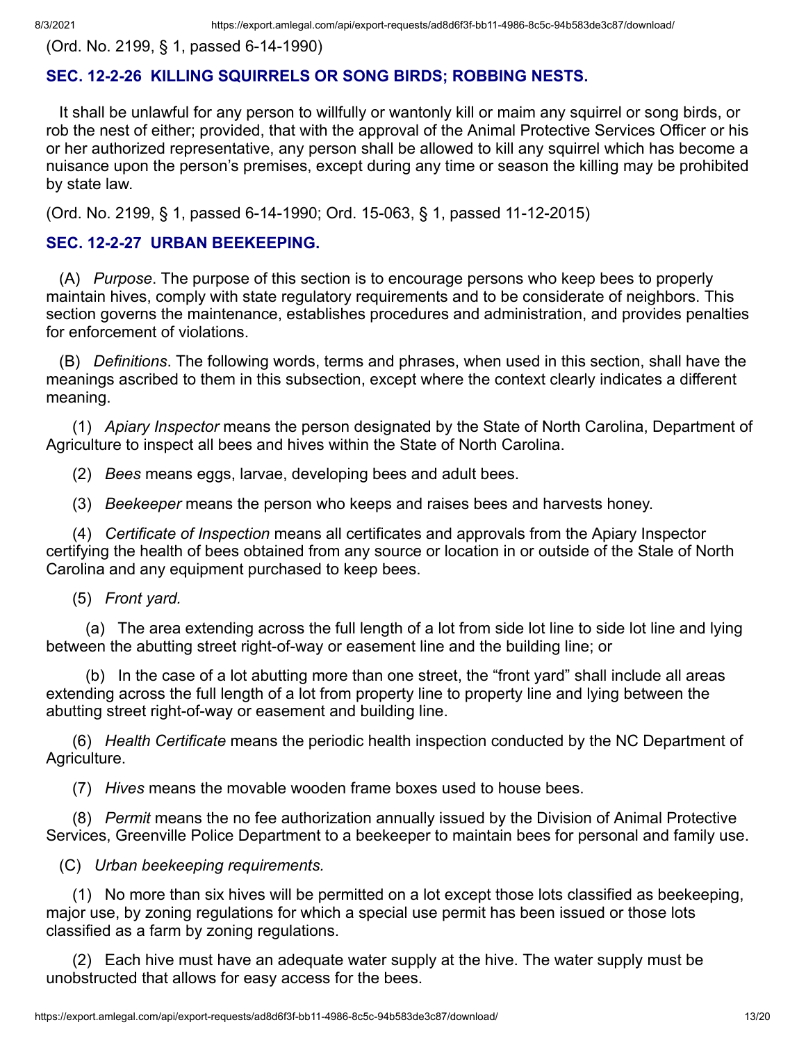(Ord. No. 2199, § 1, passed 6-14-1990)

### SEC. 12-2-26 KILLING SQUIRRELS OR SONG BIRDS; ROBBING NESTS.

It shall be unlawful for any person to willfully or wantonly kill or maim any squirrel or song birds, or rob the nest of either; provided, that with the approval of the Animal Protective Services Officer or his or her authorized representative, any person shall be allowed to kill any squirrel which has become a nuisance upon the person's premises, except during any time or season the killing may be prohibited by state law.

(Ord. No. 2199, § 1, passed 6-14-1990; Ord. 15-063, § 1, passed 11-12-2015)

### SEC. 12-2-27 URBAN BEEKEEPING.

(A) *Purpose*. The purpose of this section is to encourage persons who keep bees to properly maintain hives, comply with state regulatory requirements and to be considerate of neighbors. This section governs the maintenance, establishes procedures and administration, and provides penalties for enforcement of violations.

(B) *Definitions*. The following words, terms and phrases, when used in this section, shall have the meanings ascribed to them in this subsection, except where the context clearly indicates a different meaning.

(1) *Apiary Inspector* means the person designated by the State of North Carolina, Department of Agriculture to inspect all bees and hives within the State of North Carolina.

(2) *Bees* means eggs, larvae, developing bees and adult bees.

(3) *Beekeeper* means the person who keeps and raises bees and harvests honey.

(4) *Certificate of Inspection* means all certificates and approvals from the Apiary Inspector certifying the health of bees obtained from any source or location in or outside of the Stale of North Carolina and any equipment purchased to keep bees.

(5) *Front yard.*

(a) The area extending across the full length of a lot from side lot line to side lot line and lying between the abutting street right-of-way or easement line and the building line; or

(b) In the case of a lot abutting more than one street, the "front yard" shall include all areas extending across the full length of a lot from property line to property line and lying between the abutting street right-of-way or easement and building line.

(6) *Health Certificate* means the periodic health inspection conducted by the NC Department of Agriculture.

(7) *Hives* means the movable wooden frame boxes used to house bees.

(8) *Permit* means the no fee authorization annually issued by the Division of Animal Protective Services, Greenville Police Department to a beekeeper to maintain bees for personal and family use.

(C) *Urban beekeeping requirements.*

(1) No more than six hives will be permitted on a lot except those lots classified as beekeeping, major use, by zoning regulations for which a special use permit has been issued or those lots classified as a farm by zoning regulations.

(2) Each hive must have an adequate water supply at the hive. The water supply must be unobstructed that allows for easy access for the bees.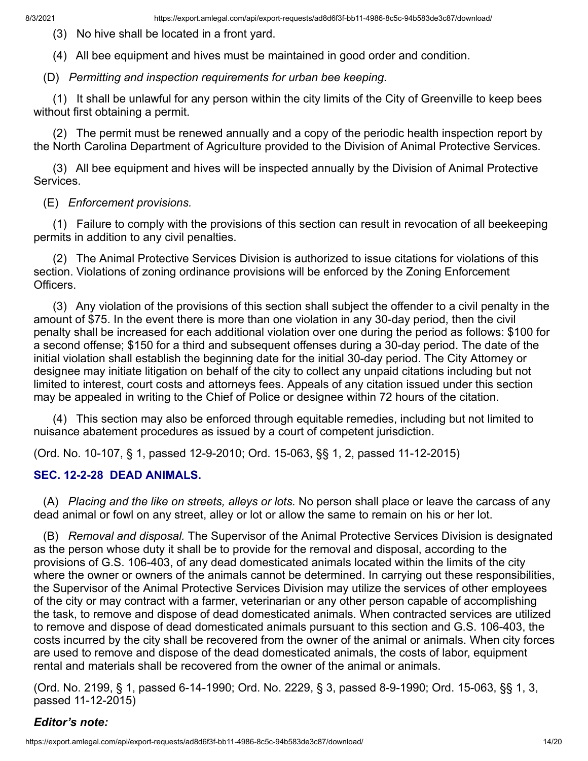(3) No hive shall be located in a front yard.

(4) All bee equipment and hives must be maintained in good order and condition.

(D) *Permitting and inspection requirements for urban bee keeping.*

(1) It shall be unlawful for any person within the city limits of the City of Greenville to keep bees without first obtaining a permit.

(2) The permit must be renewed annually and a copy of the periodic health inspection report by the North Carolina Department of Agriculture provided to the Division of Animal Protective Services.

(3) All bee equipment and hives will be inspected annually by the Division of Animal Protective Services.

(E) *Enforcement provisions.*

(1) Failure to comply with the provisions of this section can result in revocation of all beekeeping permits in addition to any civil penalties.

(2) The Animal Protective Services Division is authorized to issue citations for violations of this section. Violations of zoning ordinance provisions will be enforced by the Zoning Enforcement Officers.

(3) Any violation of the provisions of this section shall subject the offender to a civil penalty in the amount of $75. In the event there is more than one violation in any 30-day period, then the civil penalty shall be increased for each additional violation over one during the period as follows: $100 for a second offense; $150 for a third and subsequent offenses during a 30-day period. The date of the initial violation shall establish the beginning date for the initial 30-day period. The City Attorney or designee may initiate litigation on behalf of the city to collect any unpaid citations including but not limited to interest, court costs and attorneys fees. Appeals of any citation issued under this section may be appealed in writing to the Chief of Police or designee within 72 hours of the citation.

(4) This section may also be enforced through equitable remedies, including but not limited to nuisance abatement procedures as issued by a court of competent jurisdiction.

(Ord. No. 10-107, § 1, passed 12-9-2010; Ord. 15-063, §§ 1, 2, passed 11-12-2015)

## SEC. 12-2-28 DEAD ANIMALS.

(A) *Placing and the like on streets, alleys or lots.* No person shall place or leave the carcass of any dead animal or fowl on any street, alley or lot or allow the same to remain on his or her lot.

(B) *Removal and disposal.* The Supervisor of the Animal Protective Services Division is designated as the person whose duty it shall be to provide for the removal and disposal, according to the provisions of G.S. 106-403, of any dead domesticated animals located within the limits of the city where the owner or owners of the animals cannot be determined. In carrying out these responsibilities, the Supervisor of the Animal Protective Services Division may utilize the services of other employees of the city or may contract with a farmer, veterinarian or any other person capable of accomplishing the task, to remove and dispose of dead domesticated animals. When contracted services are utilized to remove and dispose of dead domesticated animals pursuant to this section and G.S. 106-403, the costs incurred by the city shall be recovered from the owner of the animal or animals. When city forces are used to remove and dispose of the dead domesticated animals, the costs of labor, equipment rental and materials shall be recovered from the owner of the animal or animals.

(Ord. No. 2199, § 1, passed 6-14-1990; Ord. No. 2229, § 3, passed 8-9-1990; Ord. 15-063, §§ 1, 3, passed 11-12-2015)

***Editor's note:***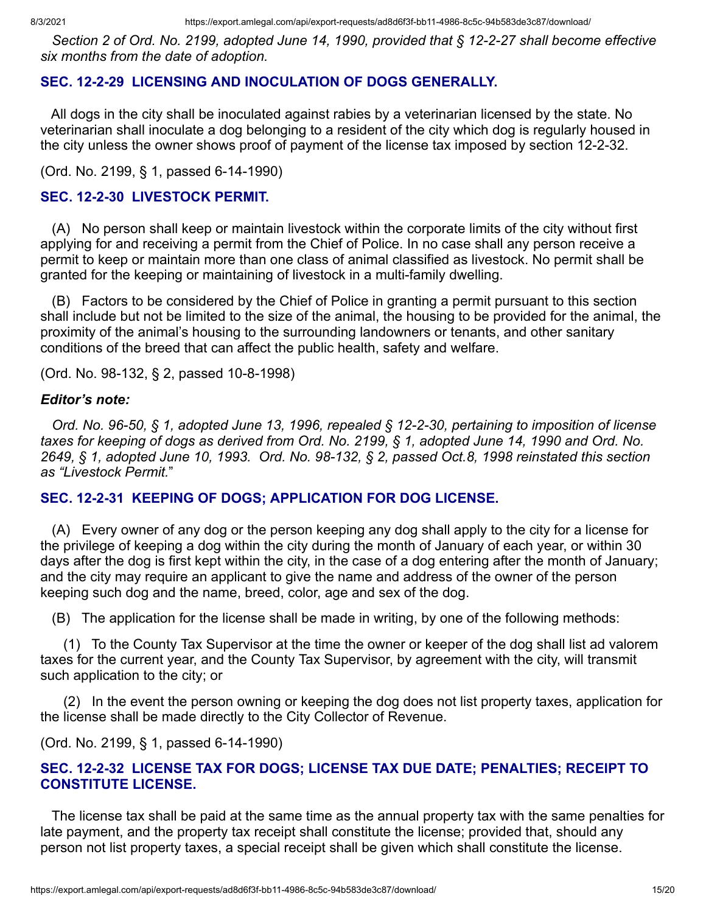*Section 2 of Ord. No. 2199, adopted June 14, 1990, provided that § 12-2-27 shall become effective six months from the date of adoption.*

### SEC. 12-2-29 LICENSING AND INOCULATION OF DOGS GENERALLY.

All dogs in the city shall be inoculated against rabies by a veterinarian licensed by the state. No veterinarian shall inoculate a dog belonging to a resident of the city which dog is regularly housed in the city unless the owner shows proof of payment of the license tax imposed by section 12-2-32.

(Ord. No. 2199, § 1, passed 6-14-1990)

### SEC. 12-2-30 LIVESTOCK PERMIT.

(A) No person shall keep or maintain livestock within the corporate limits of the city without first applying for and receiving a permit from the Chief of Police. In no case shall any person receive a permit to keep or maintain more than one class of animal classified as livestock. No permit shall be granted for the keeping or maintaining of livestock in a multi-family dwelling.

(B) Factors to be considered by the Chief of Police in granting a permit pursuant to this section shall include but not be limited to the size of the animal, the housing to be provided for the animal, the proximity of the animal's housing to the surrounding landowners or tenants, and other sanitary conditions of the breed that can affect the public health, safety and welfare.

(Ord. No. 98-132, § 2, passed 10-8-1998)

***Editor's note:***

*Ord. No. 96-50, § 1, adopted June 13, 1996, repealed § 12-2-30, pertaining to imposition of license taxes for keeping of dogs as derived from Ord. No. 2199, § 1, adopted June 14, 1990 and Ord. No. 2649, § 1, adopted June 10, 1993. Ord. No. 98-132, § 2, passed Oct.8, 1998 reinstated this section as "Livestock Permit."*

### SEC. 12-2-31 KEEPING OF DOGS; APPLICATION FOR DOG LICENSE.

(A) Every owner of any dog or the person keeping any dog shall apply to the city for a license for the privilege of keeping a dog within the city during the month of January of each year, or within 30 days after the dog is first kept within the city, in the case of a dog entering after the month of January; and the city may require an applicant to give the name and address of the owner of the person keeping such dog and the name, breed, color, age and sex of the dog.

(B) The application for the license shall be made in writing, by one of the following methods:

(1) To the County Tax Supervisor at the time the owner or keeper of the dog shall list ad valorem taxes for the current year, and the County Tax Supervisor, by agreement with the city, will transmit such application to the city; or

(2) In the event the person owning or keeping the dog does not list property taxes, application for the license shall be made directly to the City Collector of Revenue.

(Ord. No. 2199, § 1, passed 6-14-1990)

### SEC. 12-2-32 LICENSE TAX FOR DOGS; LICENSE TAX DUE DATE; PENALTIES; RECEIPT TO CONSTITUTE LICENSE.

The license tax shall be paid at the same time as the annual property tax with the same penalties for late payment, and the property tax receipt shall constitute the license; provided that, should any person not list property taxes, a special receipt shall be given which shall constitute the license.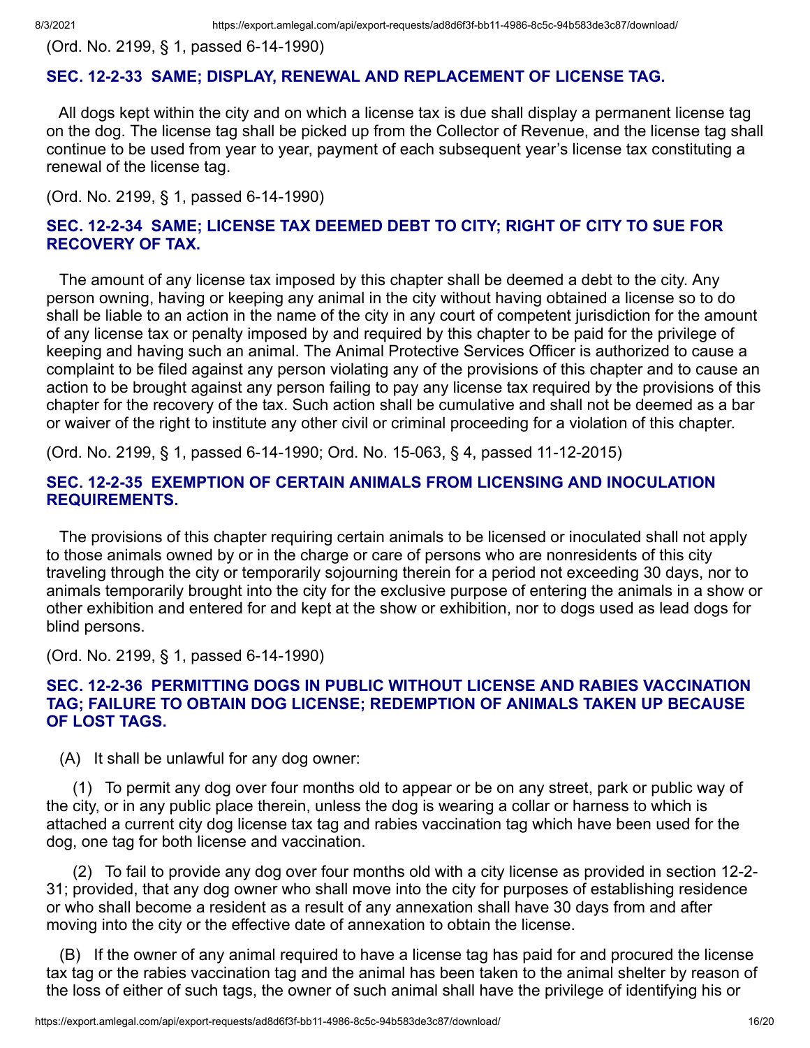(Ord. No. 2199, § 1, passed 6-14-1990)

### SEC. 12-2-33 SAME; DISPLAY, RENEWAL AND REPLACEMENT OF LICENSE TAG.

All dogs kept within the city and on which a license tax is due shall display a permanent license tag on the dog. The license tag shall be picked up from the Collector of Revenue, and the license tag shall continue to be used from year to year, payment of each subsequent year's license tax constituting a renewal of the license tag.

(Ord. No. 2199, § 1, passed 6-14-1990)

### SEC. 12-2-34 SAME; LICENSE TAX DEEMED DEBT TO CITY; RIGHT OF CITY TO SUE FOR RECOVERY OF TAX.

The amount of any license tax imposed by this chapter shall be deemed a debt to the city. Any person owning, having or keeping any animal in the city without having obtained a license so to do shall be liable to an action in the name of the city in any court of competent jurisdiction for the amount of any license tax or penalty imposed by and required by this chapter to be paid for the privilege of keeping and having such an animal. The Animal Protective Services Officer is authorized to cause a complaint to be filed against any person violating any of the provisions of this chapter and to cause an action to be brought against any person failing to pay any license tax required by the provisions of this chapter for the recovery of the tax. Such action shall be cumulative and shall not be deemed as a bar or waiver of the right to institute any other civil or criminal proceeding for a violation of this chapter.

(Ord. No. 2199, § 1, passed 6-14-1990; Ord. No. 15-063, § 4, passed 11-12-2015)

### SEC. 12-2-35 EXEMPTION OF CERTAIN ANIMALS FROM LICENSING AND INOCULATION REQUIREMENTS.

The provisions of this chapter requiring certain animals to be licensed or inoculated shall not apply to those animals owned by or in the charge or care of persons who are nonresidents of this city traveling through the city or temporarily sojourning therein for a period not exceeding 30 days, nor to animals temporarily brought into the city for the exclusive purpose of entering the animals in a show or other exhibition and entered for and kept at the show or exhibition, nor to dogs used as lead dogs for blind persons.

(Ord. No. 2199, § 1, passed 6-14-1990)

### SEC. 12-2-36 PERMITTING DOGS IN PUBLIC WITHOUT LICENSE AND RABIES VACCINATION TAG; FAILURE TO OBTAIN DOG LICENSE; REDEMPTION OF ANIMALS TAKEN UP BECAUSE OF LOST TAGS.

(A) It shall be unlawful for any dog owner:

(1) To permit any dog over four months old to appear or be on any street, park or public way of the city, or in any public place therein, unless the dog is wearing a collar or harness to which is attached a current city dog license tax tag and rabies vaccination tag which have been used for the dog, one tag for both license and vaccination.

(2) To fail to provide any dog over four months old with a city license as provided in section 12-2-31; provided, that any dog owner who shall move into the city for purposes of establishing residence or who shall become a resident as a result of any annexation shall have 30 days from and after moving into the city or the effective date of annexation to obtain the license.

(B) If the owner of any animal required to have a license tag has paid for and procured the license tax tag or the rabies vaccination tag and the animal has been taken to the animal shelter by reason of the loss of either of such tags, the owner of such animal shall have the privilege of identifying his or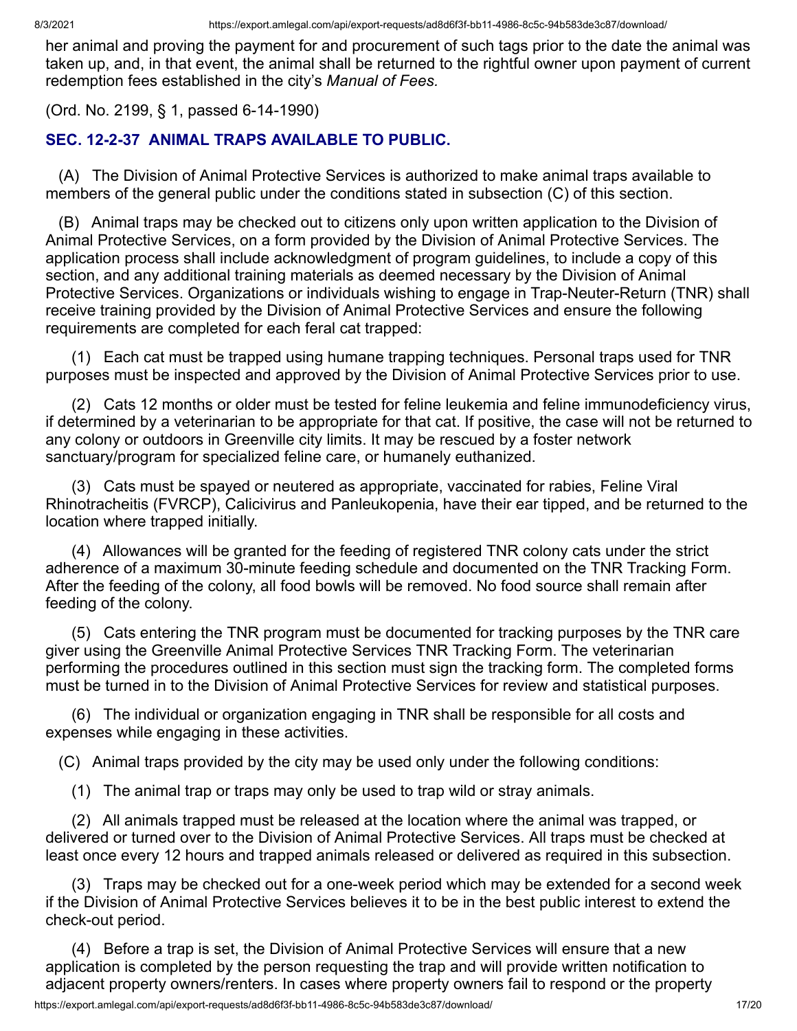her animal and proving the payment for and procurement of such tags prior to the date the animal was taken up, and, in that event, the animal shall be returned to the rightful owner upon payment of current redemption fees established in the city's *Manual of Fees.*

(Ord. No. 2199, § 1, passed 6-14-1990)

### SEC. 12-2-37 ANIMAL TRAPS AVAILABLE TO PUBLIC.

(A) The Division of Animal Protective Services is authorized to make animal traps available to members of the general public under the conditions stated in subsection (C) of this section.

(B) Animal traps may be checked out to citizens only upon written application to the Division of Animal Protective Services, on a form provided by the Division of Animal Protective Services. The application process shall include acknowledgment of program guidelines, to include a copy of this section, and any additional training materials as deemed necessary by the Division of Animal Protective Services. Organizations or individuals wishing to engage in Trap-Neuter-Return (TNR) shall receive training provided by the Division of Animal Protective Services and ensure the following requirements are completed for each feral cat trapped:

(1) Each cat must be trapped using humane trapping techniques. Personal traps used for TNR purposes must be inspected and approved by the Division of Animal Protective Services prior to use.

(2) Cats 12 months or older must be tested for feline leukemia and feline immunodeficiency virus, if determined by a veterinarian to be appropriate for that cat. If positive, the case will not be returned to any colony or outdoors in Greenville city limits. It may be rescued by a foster network sanctuary/program for specialized feline care, or humanely euthanized.

(3) Cats must be spayed or neutered as appropriate, vaccinated for rabies, Feline Viral Rhinotracheitis (FVRCP), Calicivirus and Panleukopenia, have their ear tipped, and be returned to the location where trapped initially.

(4) Allowances will be granted for the feeding of registered TNR colony cats under the strict adherence of a maximum 30-minute feeding schedule and documented on the TNR Tracking Form. After the feeding of the colony, all food bowls will be removed. No food source shall remain after feeding of the colony.

(5) Cats entering the TNR program must be documented for tracking purposes by the TNR care giver using the Greenville Animal Protective Services TNR Tracking Form. The veterinarian performing the procedures outlined in this section must sign the tracking form. The completed forms must be turned in to the Division of Animal Protective Services for review and statistical purposes.

(6) The individual or organization engaging in TNR shall be responsible for all costs and expenses while engaging in these activities.

(C) Animal traps provided by the city may be used only under the following conditions:

(1) The animal trap or traps may only be used to trap wild or stray animals.

(2) All animals trapped must be released at the location where the animal was trapped, or delivered or turned over to the Division of Animal Protective Services. All traps must be checked at least once every 12 hours and trapped animals released or delivered as required in this subsection.

(3) Traps may be checked out for a one-week period which may be extended for a second week if the Division of Animal Protective Services believes it to be in the best public interest to extend the check-out period.

(4) Before a trap is set, the Division of Animal Protective Services will ensure that a new application is completed by the person requesting the trap and will provide written notification to adjacent property owners/renters. In cases where property owners fail to respond or the property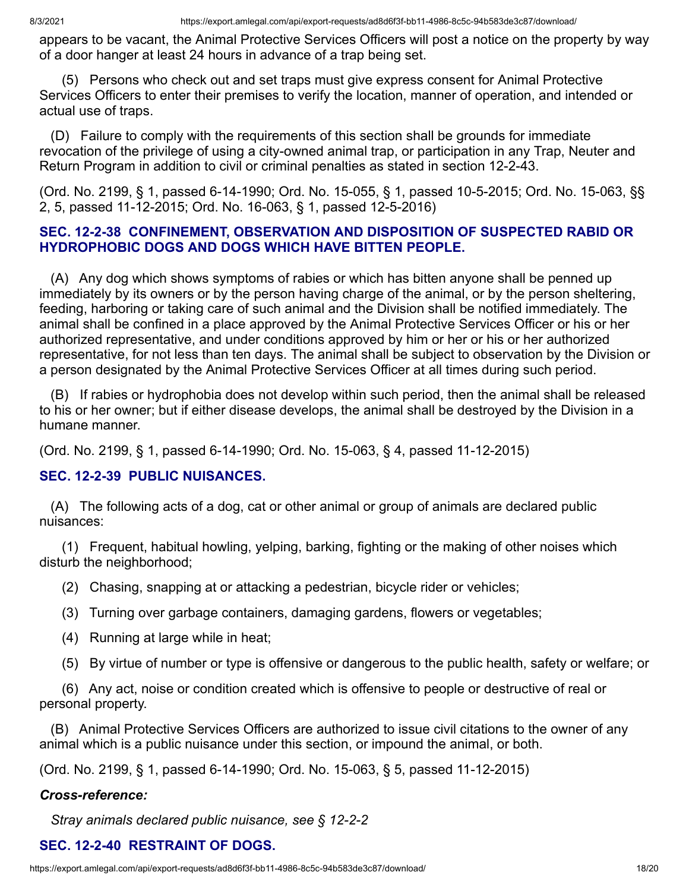appears to be vacant, the Animal Protective Services Officers will post a notice on the property by way of a door hanger at least 24 hours in advance of a trap being set.

(5) Persons who check out and set traps must give express consent for Animal Protective Services Officers to enter their premises to verify the location, manner of operation, and intended or actual use of traps.

(D) Failure to comply with the requirements of this section shall be grounds for immediate revocation of the privilege of using a city-owned animal trap, or participation in any Trap, Neuter and Return Program in addition to civil or criminal penalties as stated in section 12-2-43.

(Ord. No. 2199, § 1, passed 6-14-1990; Ord. No. 15-055, § 1, passed 10-5-2015; Ord. No. 15-063, §§ 2, 5, passed 11-12-2015; Ord. No. 16-063, § 1, passed 12-5-2016)

### SEC. 12-2-38 CONFINEMENT, OBSERVATION AND DISPOSITION OF SUSPECTED RABID OR HYDROPHOBIC DOGS AND DOGS WHICH HAVE BITTEN PEOPLE.

(A) Any dog which shows symptoms of rabies or which has bitten anyone shall be penned up immediately by its owners or by the person having charge of the animal, or by the person sheltering, feeding, harboring or taking care of such animal and the Division shall be notified immediately. The animal shall be confined in a place approved by the Animal Protective Services Officer or his or her authorized representative, and under conditions approved by him or her or his or her authorized representative, for not less than ten days. The animal shall be subject to observation by the Division or a person designated by the Animal Protective Services Officer at all times during such period.

(B) If rabies or hydrophobia does not develop within such period, then the animal shall be released to his or her owner; but if either disease develops, the animal shall be destroyed by the Division in a humane manner.

(Ord. No. 2199, § 1, passed 6-14-1990; Ord. No. 15-063, § 4, passed 11-12-2015)

### SEC. 12-2-39 PUBLIC NUISANCES.

(A) The following acts of a dog, cat or other animal or group of animals are declared public nuisances:

(1) Frequent, habitual howling, yelping, barking, fighting or the making of other noises which disturb the neighborhood;

(2) Chasing, snapping at or attacking a pedestrian, bicycle rider or vehicles;

(3) Turning over garbage containers, damaging gardens, flowers or vegetables;

(4) Running at large while in heat;

(5) By virtue of number or type is offensive or dangerous to the public health, safety or welfare; or

(6) Any act, noise or condition created which is offensive to people or destructive of real or personal property.

(B) Animal Protective Services Officers are authorized to issue civil citations to the owner of any animal which is a public nuisance under this section, or impound the animal, or both.

(Ord. No. 2199, § 1, passed 6-14-1990; Ord. No. 15-063, § 5, passed 11-12-2015)

***Cross-reference:***

*Stray animals declared public nuisance, see § 12-2-2*

### SEC. 12-2-40 RESTRAINT OF DOGS.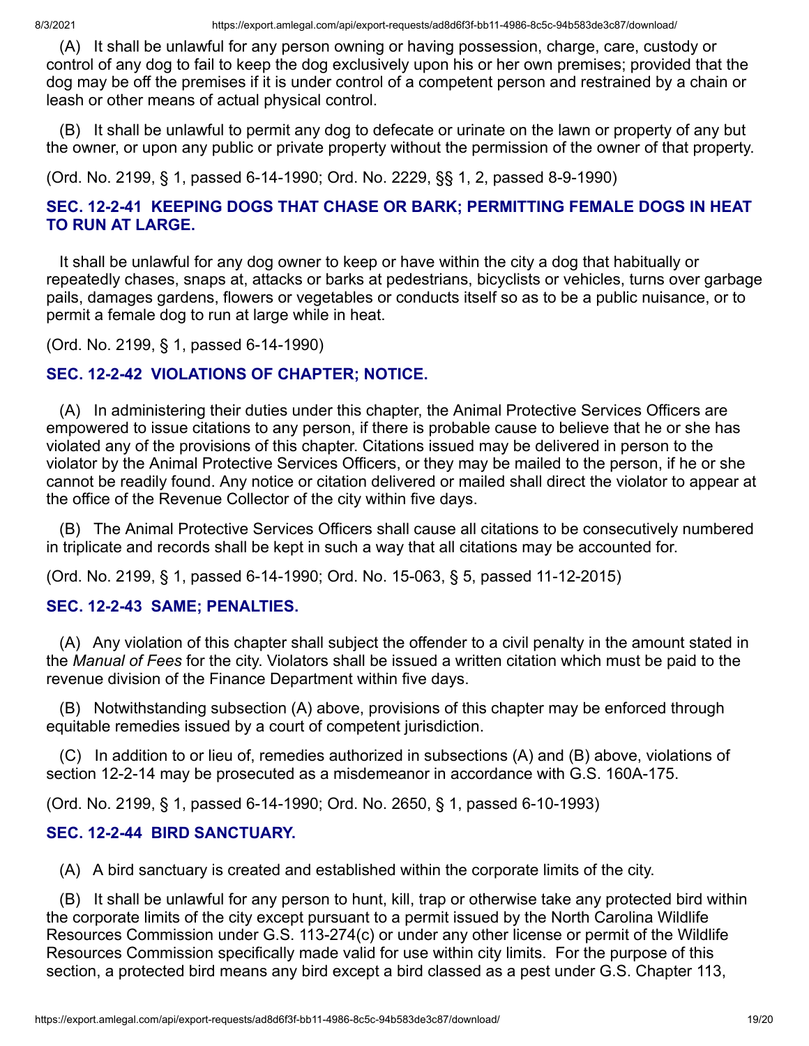(A) It shall be unlawful for any person owning or having possession, charge, care, custody or control of any dog to fail to keep the dog exclusively upon his or her own premises; provided that the dog may be off the premises if it is under control of a competent person and restrained by a chain or leash or other means of actual physical control.

(B) It shall be unlawful to permit any dog to defecate or urinate on the lawn or property of any but the owner, or upon any public or private property without the permission of the owner of that property.

(Ord. No. 2199, § 1, passed 6-14-1990; Ord. No. 2229, §§ 1, 2, passed 8-9-1990)

### SEC. 12-2-41 KEEPING DOGS THAT CHASE OR BARK; PERMITTING FEMALE DOGS IN HEAT TO RUN AT LARGE.

It shall be unlawful for any dog owner to keep or have within the city a dog that habitually or repeatedly chases, snaps at, attacks or barks at pedestrians, bicyclists or vehicles, turns over garbage pails, damages gardens, flowers or vegetables or conducts itself so as to be a public nuisance, or to permit a female dog to run at large while in heat.

(Ord. No. 2199, § 1, passed 6-14-1990)

### SEC. 12-2-42 VIOLATIONS OF CHAPTER; NOTICE.

(A) In administering their duties under this chapter, the Animal Protective Services Officers are empowered to issue citations to any person, if there is probable cause to believe that he or she has violated any of the provisions of this chapter. Citations issued may be delivered in person to the violator by the Animal Protective Services Officers, or they may be mailed to the person, if he or she cannot be readily found. Any notice or citation delivered or mailed shall direct the violator to appear at the office of the Revenue Collector of the city within five days.

(B) The Animal Protective Services Officers shall cause all citations to be consecutively numbered in triplicate and records shall be kept in such a way that all citations may be accounted for.

(Ord. No. 2199, § 1, passed 6-14-1990; Ord. No. 15-063, § 5, passed 11-12-2015)

### SEC. 12-2-43 SAME; PENALTIES.

(A) Any violation of this chapter shall subject the offender to a civil penalty in the amount stated in the *Manual of Fees* for the city. Violators shall be issued a written citation which must be paid to the revenue division of the Finance Department within five days.

(B) Notwithstanding subsection (A) above, provisions of this chapter may be enforced through equitable remedies issued by a court of competent jurisdiction.

(C) In addition to or lieu of, remedies authorized in subsections (A) and (B) above, violations of section 12-2-14 may be prosecuted as a misdemeanor in accordance with G.S. 160A-175.

(Ord. No. 2199, § 1, passed 6-14-1990; Ord. No. 2650, § 1, passed 6-10-1993)

### SEC. 12-2-44 BIRD SANCTUARY.

(A) A bird sanctuary is created and established within the corporate limits of the city.

(B) It shall be unlawful for any person to hunt, kill, trap or otherwise take any protected bird within the corporate limits of the city except pursuant to a permit issued by the North Carolina Wildlife Resources Commission under G.S. 113-274(c) or under any other license or permit of the Wildlife Resources Commission specifically made valid for use within city limits. For the purpose of this section, a protected bird means any bird except a bird classed as a pest under G.S. Chapter 113,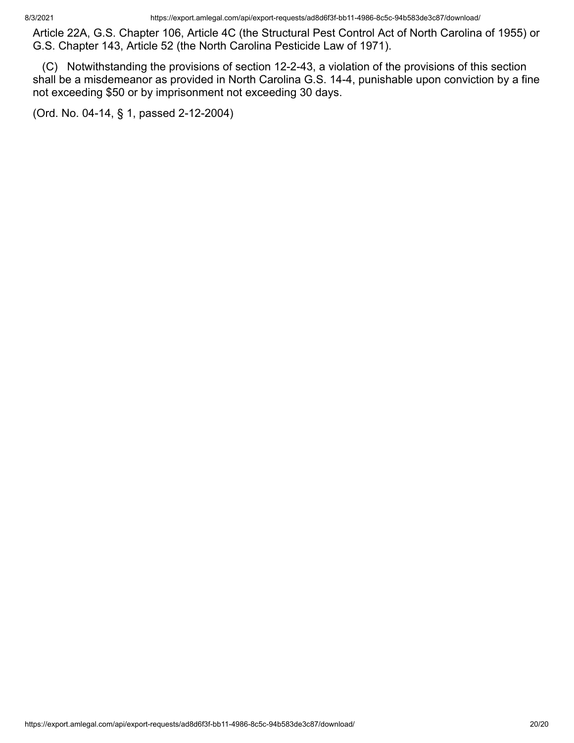Article 22A, G.S. Chapter 106, Article 4C (the Structural Pest Control Act of North Carolina of 1955) or G.S. Chapter 143, Article 52 (the North Carolina Pesticide Law of 1971).

(C) Notwithstanding the provisions of section 12-2-43, a violation of the provisions of this section shall be a misdemeanor as provided in North Carolina G.S. 14-4, punishable upon conviction by a fine not exceeding $50 or by imprisonment not exceeding 30 days.

(Ord. No. 04-14, § 1, passed 2-12-2004)